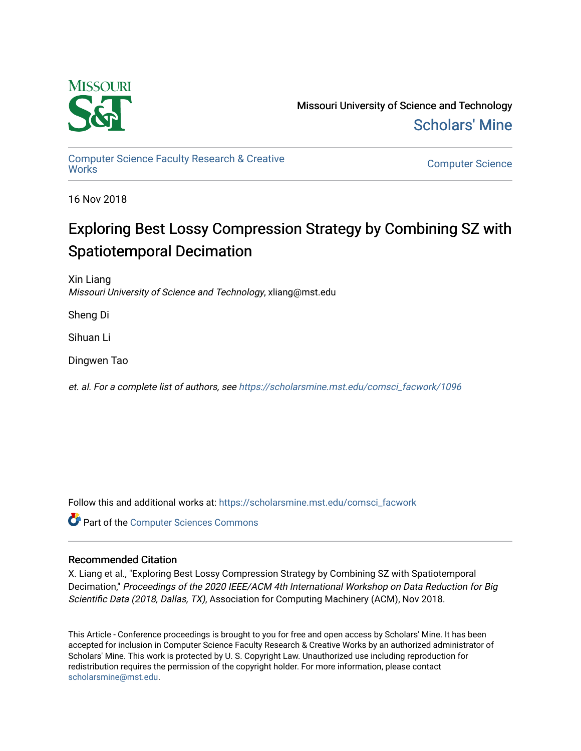Missouri University of Science and Technology

Scholars' Mine

Computer Science Faculty Research & Creative Works

Computer Science

16 Nov 2018

# Exploring Best Lossy Compression Strategy by Combining SZ with Spatiotemporal Decimation

Xin Liang
*Missouri University of Science and Technology*, xliang@mst.edu

Sheng Di

Sihuan Li

Dingwen Tao

*et. al. For a complete list of authors, see* https://scholarsmine.mst.edu/comsci_facwork/1096

Follow this and additional works at: https://scholarsmine.mst.edu/comsci_facwork

Part of the Computer Sciences Commons

## Recommended Citation

X. Liang et al., "Exploring Best Lossy Compression Strategy by Combining SZ with Spatiotemporal Decimation," *Proceedings of the 2020 IEEE/ACM 4th International Workshop on Data Reduction for Big Scientific Data (2018, Dallas, TX)*, Association for Computing Machinery (ACM), Nov 2018.

This Article - Conference proceedings is brought to you for free and open access by Scholars' Mine. It has been accepted for inclusion in Computer Science Faculty Research & Creative Works by an authorized administrator of Scholars' Mine. This work is protected by U. S. Copyright Law. Unauthorized use including reproduction for redistribution requires the permission of the copyright holder. For more information, please contact scholarsmine@mst.edu.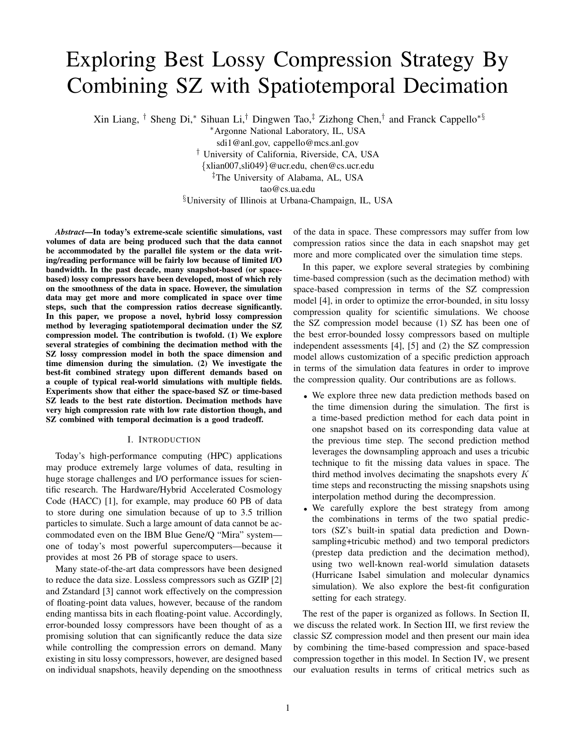# Exploring Best Lossy Compression Strategy By Combining SZ with Spatiotemporal Decimation

Xin Liang, † Sheng Di,* Sihuan Li,† Dingwen Tao,‡ Zizhong Chen,† and Franck Cappello*§

*Argonne National Laboratory, IL, USA

sdi1@anl.gov, cappello@mcs.anl.gov

† University of California, Riverside, CA, USA

{xlian007,sli049}@ucr.edu, chen@cs.ucr.edu

‡The University of Alabama, AL, USA

tao@cs.ua.edu

§University of Illinois at Urbana-Champaign, IL, USA

***Abstract*—In today's extreme-scale scientific simulations, vast volumes of data are being produced such that the data cannot be accommodated by the parallel file system or the data writing/reading performance will be fairly low because of limited I/O bandwidth. In the past decade, many snapshot-based (or space-based) lossy compressors have been developed, most of which rely on the smoothness of the data in space. However, the simulation data may get more and more complicated in space over time steps, such that the compression ratios decrease significantly. In this paper, we propose a novel, hybrid lossy compression method by leveraging spatiotemporal decimation under the SZ compression model. The contribution is twofold. (1) We explore several strategies of combining the decimation method with the SZ lossy compression model in both the space dimension and time dimension during the simulation. (2) We investigate the best-fit combined strategy upon different demands based on a couple of typical real-world simulations with multiple fields. Experiments show that either the space-based SZ or time-based SZ leads to the best rate distortion. Decimation methods have very high compression rate with low rate distortion though, and SZ combined with temporal decimation is a good tradeoff.**

## I. Introduction

Today's high-performance computing (HPC) applications may produce extremely large volumes of data, resulting in huge storage challenges and I/O performance issues for scientific research. The Hardware/Hybrid Accelerated Cosmology Code (HACC) [1], for example, may produce 60 PB of data to store during one simulation because of up to 3.5 trillion particles to simulate. Such a large amount of data cannot be accommodated even on the IBM Blue Gene/Q "Mira" system—one of today's most powerful supercomputers—because it provides at most 26 PB of storage space to users.

Many state-of-the-art data compressors have been designed to reduce the data size. Lossless compressors such as GZIP [2] and Zstandard [3] cannot work effectively on the compression of floating-point data values, however, because of the random ending mantissa bits in each floating-point value. Accordingly, error-bounded lossy compressors have been thought of as a promising solution that can significantly reduce the data size while controlling the compression errors on demand. Many existing in situ lossy compressors, however, are designed based on individual snapshots, heavily depending on the smoothness of the data in space. These compressors may suffer from low compression ratios since the data in each snapshot may get more and more complicated over the simulation time steps.

In this paper, we explore several strategies by combining time-based compression (such as the decimation method) with space-based compression in terms of the SZ compression model [4], in order to optimize the error-bounded, in situ lossy compression quality for scientific simulations. We choose the SZ compression model because (1) SZ has been one of the best error-bounded lossy compressors based on multiple independent assessments [4], [5] and (2) the SZ compression model allows customization of a specific prediction approach in terms of the simulation data features in order to improve the compression quality. Our contributions are as follows.

- We explore three new data prediction methods based on the time dimension during the simulation. The first is a time-based prediction method for each data point in one snapshot based on its corresponding data value at the previous time step. The second prediction method leverages the downsampling approach and uses a tricubic technique to fit the missing data values in space. The third method involves decimating the snapshots every $K$ time steps and reconstructing the missing snapshots using interpolation method during the decompression.
- We carefully explore the best strategy from among the combinations in terms of the two spatial predictors (SZ's built-in spatial data prediction and Downsampling+tricubic method) and two temporal predictors (prestep data prediction and the decimation method), using two well-known real-world simulation datasets (Hurricane Isabel simulation and molecular dynamics simulation). We also explore the best-fit configuration setting for each strategy.

The rest of the paper is organized as follows. In Section II, we discuss the related work. In Section III, we first review the classic SZ compression model and then present our main idea by combining the time-based compression and space-based compression together in this model. In Section IV, we present our evaluation results in terms of critical metrics such as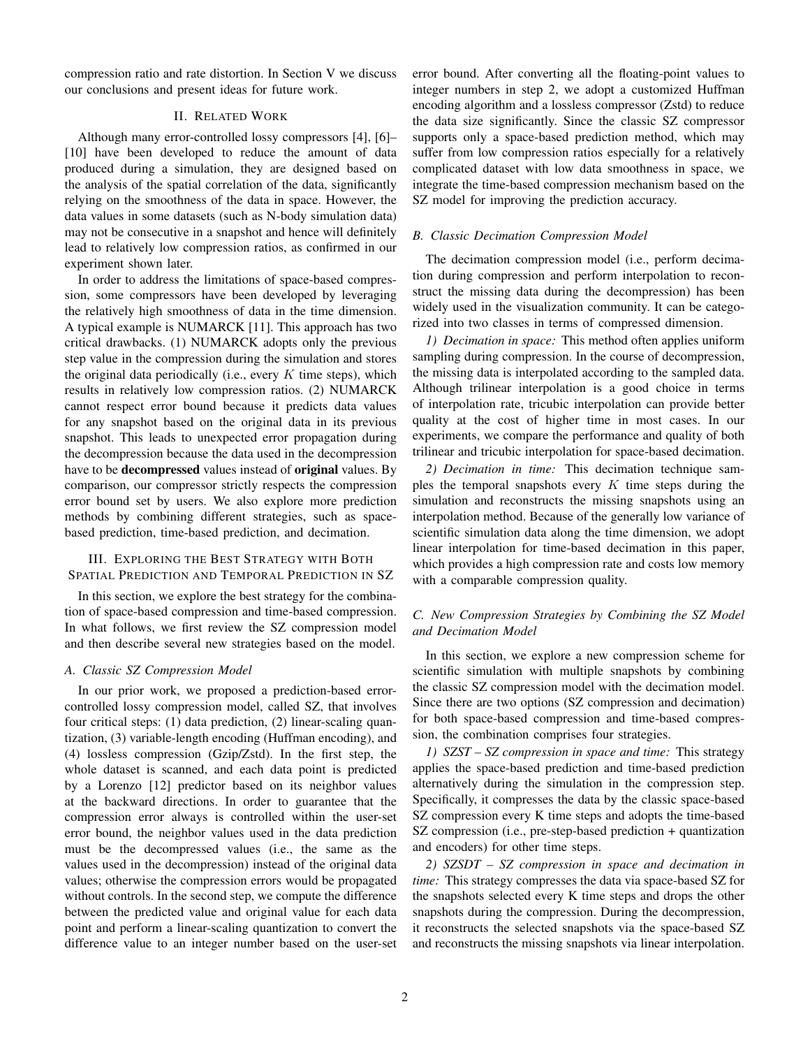compression ratio and rate distortion. In Section V we discuss our conclusions and present ideas for future work.

## II. Related Work

Although many error-controlled lossy compressors [4], [6]–[10] have been developed to reduce the amount of data produced during a simulation, they are designed based on the analysis of the spatial correlation of the data, significantly relying on the smoothness of the data in space. However, the data values in some datasets (such as N-body simulation data) may not be consecutive in a snapshot and hence will definitely lead to relatively low compression ratios, as confirmed in our experiment shown later.

In order to address the limitations of space-based compression, some compressors have been developed by leveraging the relatively high smoothness of data in the time dimension. A typical example is NUMARCK [11]. This approach has two critical drawbacks. (1) NUMARCK adopts only the previous step value in the compression during the simulation and stores the original data periodically (i.e., every $K$ time steps), which results in relatively low compression ratios. (2) NUMARCK cannot respect error bound because it predicts data values for any snapshot based on the original data in its previous snapshot. This leads to unexpected error propagation during the decompression because the data used in the decompression have to be **decompressed** values instead of **original** values. By comparison, our compressor strictly respects the compression error bound set by users. We also explore more prediction methods by combining different strategies, such as space-based prediction, time-based prediction, and decimation.

## III. Exploring the Best Strategy with Both Spatial Prediction and Temporal Prediction in SZ

In this section, we explore the best strategy for the combination of space-based compression and time-based compression. In what follows, we first review the SZ compression model and then describe several new strategies based on the model.

### A. Classic SZ Compression Model

In our prior work, we proposed a prediction-based error-controlled lossy compression model, called SZ, that involves four critical steps: (1) data prediction, (2) linear-scaling quantization, (3) variable-length encoding (Huffman encoding), and (4) lossless compression (Gzip/Zstd). In the first step, the whole dataset is scanned, and each data point is predicted by a Lorenzo [12] predictor based on its neighbor values at the backward directions. In order to guarantee that the compression error always is controlled within the user-set error bound, the neighbor values used in the data prediction must be the decompressed values (i.e., the same as the values used in the decompression) instead of the original data values; otherwise the compression errors would be propagated without controls. In the second step, we compute the difference between the predicted value and original value for each data point and perform a linear-scaling quantization to convert the difference value to an integer number based on the user-set error bound. After converting all the floating-point values to integer numbers in step 2, we adopt a customized Huffman encoding algorithm and a lossless compressor (Zstd) to reduce the data size significantly. Since the classic SZ compressor supports only a space-based prediction method, which may suffer from low compression ratios especially for a relatively complicated dataset with low data smoothness in space, we integrate the time-based compression mechanism based on the SZ model for improving the prediction accuracy.

### B. Classic Decimation Compression Model

The decimation compression model (i.e., perform decimation during compression and perform interpolation to reconstruct the missing data during the decompression) has been widely used in the visualization community. It can be categorized into two classes in terms of compressed dimension.

*1) Decimation in space:* This method often applies uniform sampling during compression. In the course of decompression, the missing data is interpolated according to the sampled data. Although trilinear interpolation is a good choice in terms of interpolation rate, tricubic interpolation can provide better quality at the cost of higher time in most cases. In our experiments, we compare the performance and quality of both trilinear and tricubic interpolation for space-based decimation.

*2) Decimation in time:* This decimation technique samples the temporal snapshots every $K$ time steps during the simulation and reconstructs the missing snapshots using an interpolation method. Because of the generally low variance of scientific simulation data along the time dimension, we adopt linear interpolation for time-based decimation in this paper, which provides a high compression rate and costs low memory with a comparable compression quality.

### C. New Compression Strategies by Combining the SZ Model and Decimation Model

In this section, we explore a new compression scheme for scientific simulation with multiple snapshots by combining the classic SZ compression model with the decimation model. Since there are two options (SZ compression and decimation) for both space-based compression and time-based compression, the combination comprises four strategies.

*1) SZST – SZ compression in space and time:* This strategy applies the space-based prediction and time-based prediction alternatively during the simulation in the compression step. Specifically, it compresses the data by the classic space-based SZ compression every K time steps and adopts the time-based SZ compression (i.e., pre-step-based prediction + quantization and encoders) for other time steps.

*2) SZSDT – SZ compression in space and decimation in time:* This strategy compresses the data via space-based SZ for the snapshots selected every K time steps and drops the other snapshots during the compression. During the decompression, it reconstructs the selected snapshots via the space-based SZ and reconstructs the missing snapshots via linear interpolation.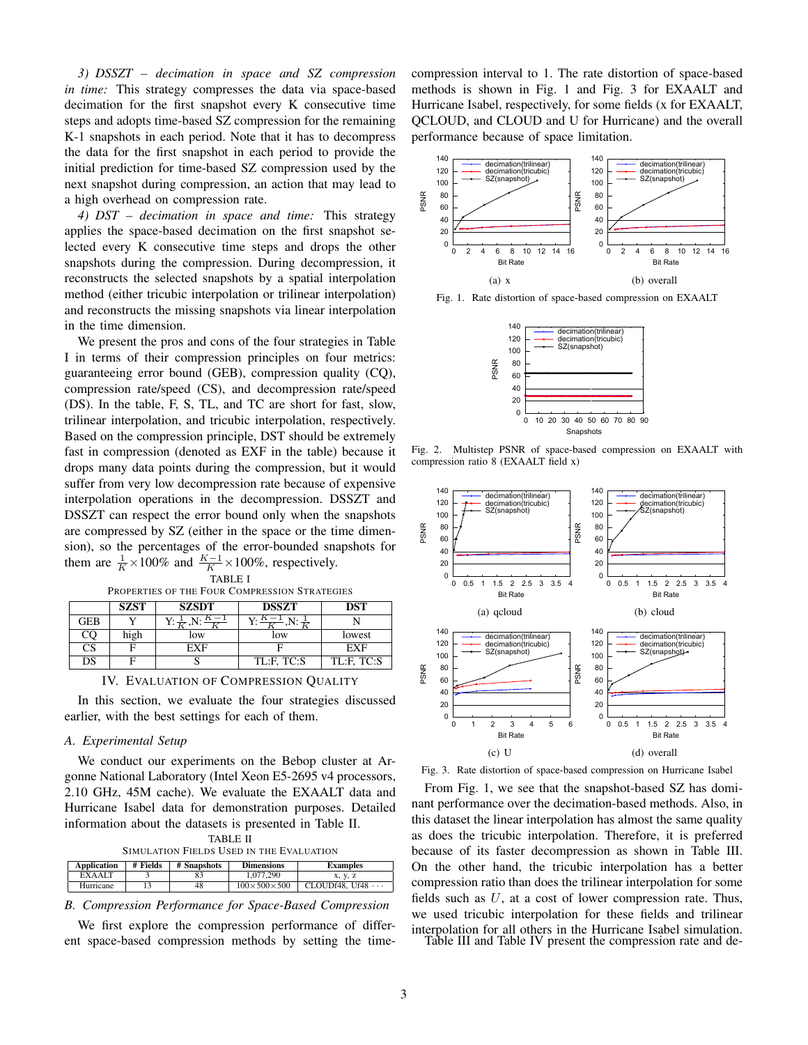*3) DSSZT – decimation in space and SZ compression in time:* This strategy compresses the data via space-based decimation for the first snapshot every K consecutive time steps and adopts time-based SZ compression for the remaining K-1 snapshots in each period. Note that it has to decompress the data for the first snapshot in each period to provide the initial prediction for time-based SZ compression used by the next snapshot during compression, an action that may lead to a high overhead on compression rate.

*4) DST – decimation in space and time:* This strategy applies the space-based decimation on the first snapshot selected every K consecutive time steps and drops the other snapshots during the compression. During decompression, it reconstructs the selected snapshots by a spatial interpolation method (either tricubic interpolation or trilinear interpolation) and reconstructs the missing snapshots via linear interpolation in the time dimension.

We present the pros and cons of the four strategies in Table I in terms of their compression principles on four metrics: guaranteeing error bound (GEB), compression quality (CQ), compression rate/speed (CS), and decompression rate/speed (DS). In the table, F, S, TL, and TC are short for fast, slow, trilinear interpolation, and tricubic interpolation, respectively. Based on the compression principle, DST should be extremely fast in compression (denoted as EXF in the table) because it drops many data points during the compression, but it would suffer from very low decompression rate because of expensive interpolation operations in the decompression. DSSZT and DSSZT can respect the error bound only when the snapshots are compressed by SZ (either in the space or the time dimension), so the percentages of the error-bounded snapshots for them are $\frac{1}{K}\times 100\%$ and $\frac{K-1}{K}\times 100\%$, respectively.

TABLE I
PROPERTIES OF THE FOUR COMPRESSION STRATEGIES

| | SZST | SZSDT | DSSZT | DST |
|---|---|---|---|---|
| GEB | Y | Y: $\frac{1}{K}$,N: $\frac{K-1}{K}$ | Y: $\frac{K-1}{K}$,N: $\frac{1}{K}$ | N |
| CQ | high | low | low | lowest |
| CS | F | EXF | F | EXF |
| DS | F | S | TL:F, TC:S | TL:F, TC:S |

## IV. Evaluation of Compression Quality

In this section, we evaluate the four strategies discussed earlier, with the best settings for each of them.

### A. Experimental Setup

We conduct our experiments on the Bebop cluster at Argonne National Laboratory (Intel Xeon E5-2695 v4 processors, 2.10 GHz, 45M cache). We evaluate the EXAALT data and Hurricane Isabel data for demonstration purposes. Detailed information about the datasets is presented in Table II.

TABLE II
SIMULATION FIELDS USED IN THE EVALUATION

| Application | # Fields | # Snapshots | Dimensions | Examples |
|---|---|---|---|---|
| EXAALT | 3 | 83 | 1,077,290 | x, y, z |
| Hurricane | 13 | 48 | 100×500×500 | CLOUDf48, Uf48 ··· |

### B. Compression Performance for Space-Based Compression

We first explore the compression performance of different space-based compression methods by setting the time-compression interval to 1. The rate distortion of space-based methods is shown in Fig. 1 and Fig. 3 for EXAALT and Hurricane Isabel, respectively, for some fields (x for EXAALT, QCLOUD, and CLOUD and U for Hurricane) and the overall performance because of space limitation.

(a) x (b) overall

Fig. 1. Rate distortion of space-based compression on EXAALT

Fig. 2. Multistep PSNR of space-based compression on EXAALT with compression ratio 8 (EXAALT field x)

(a) qcloud (b) cloud

(c) U (d) overall

Fig. 3. Rate distortion of space-based compression on Hurricane Isabel

From Fig. 1, we see that the snapshot-based SZ has dominant performance over the decimation-based methods. Also, in this dataset the linear interpolation has almost the same quality as does the tricubic interpolation. Therefore, it is preferred because of its faster decompression as shown in Table III. On the other hand, the tricubic interpolation has a better compression ratio than does the trilinear interpolation for some fields such as $U$, at a cost of lower compression rate. Thus, we used tricubic interpolation for these fields and trilinear interpolation for all others in the Hurricane Isabel simulation.

Table III and Table IV present the compression rate and de-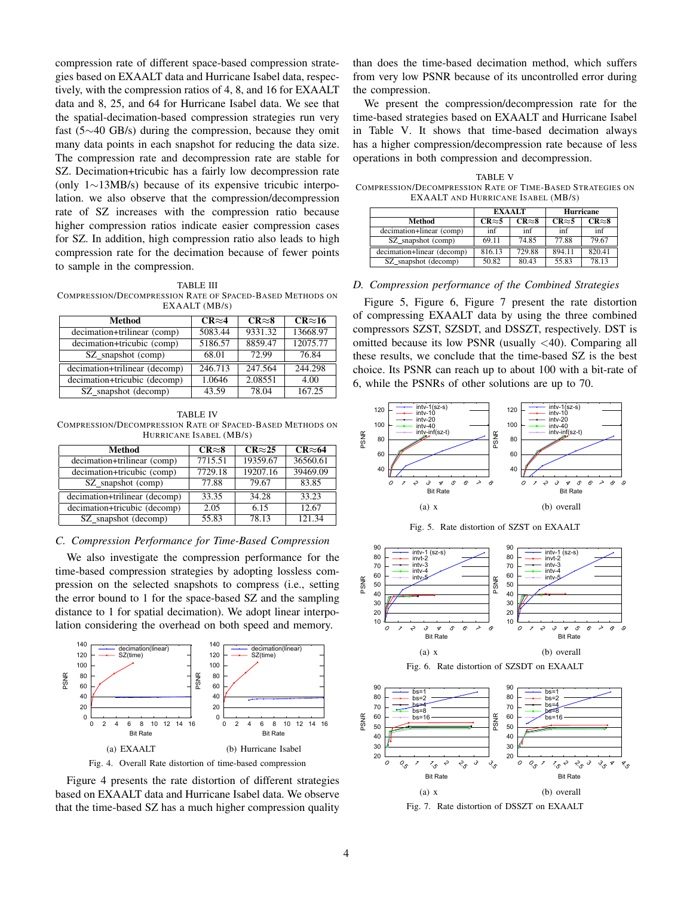compression rate of different space-based compression strategies based on EXAALT data and Hurricane Isabel data, respectively, with the compression ratios of 4, 8, and 16 for EXAALT data and 8, 25, and 64 for Hurricane Isabel data. We see that the spatial-decimation-based compression strategies run very fast (5∼40 GB/s) during the compression, because they omit many data points in each snapshot for reducing the data size. The compression rate and decompression rate are stable for SZ. Decimation+tricubic has a fairly low decompression rate (only 1∼13MB/s) because of its expensive tricubic interpolation. we also observe that the compression/decompression rate of SZ increases with the compression ratio because higher compression ratios indicate easier compression cases for SZ. In addition, high compression ratio also leads to high compression rate for the decimation because of fewer points to sample in the compression.

TABLE III
COMPRESSION/DECOMPRESSION RATE OF SPACED-BASED METHODS ON EXAALT (MB/S)

| Method | CR≈4 | CR≈8 | CR≈16 |
|---|---|---|---|
| decimation+trilinear (comp) | 5083.44 | 9331.32 | 13668.97 |
| decimation+tricubic (comp) | 5186.57 | 8859.47 | 12075.77 |
| SZ_snapshot (comp) | 68.01 | 72.99 | 76.84 |
| decimation+trilinear (decomp) | 246.713 | 247.564 | 244.298 |
| decimation+tricubic (decomp) | 1.0646 | 2.08551 | 4.00 |
| SZ_snapshot (decomp) | 43.59 | 78.04 | 167.25 |

TABLE IV
COMPRESSION/DECOMPRESSION RATE OF SPACED-BASED METHODS ON HURRICANE ISABEL (MB/S)

| Method | CR≈8 | CR≈25 | CR≈64 |
|---|---|---|---|
| decimation+trilinear (comp) | 7715.51 | 19359.67 | 36560.61 |
| decimation+tricubic (comp) | 7729.18 | 19207.16 | 39469.09 |
| SZ_snapshot (comp) | 77.88 | 79.67 | 83.85 |
| decimation+trilinear (decomp) | 33.35 | 34.28 | 33.23 |
| decimation+tricubic (decomp) | 2.05 | 6.15 | 12.67 |
| SZ_snapshot (decomp) | 55.83 | 78.13 | 121.34 |

### C. Compression Performance for Time-Based Compression

We also investigate the compression performance for the time-based compression strategies by adopting lossless compression on the selected snapshots to compress (i.e., setting the error bound to 1 for the space-based SZ and the sampling distance to 1 for spatial decimation). We adopt linear interpolation considering the overhead on both speed and memory.

(a) EXAALT (b) Hurricane Isabel

Fig. 4. Overall Rate distortion of time-based compression

Figure 4 presents the rate distortion of different strategies based on EXAALT data and Hurricane Isabel data. We observe that the time-based SZ has a much higher compression quality than does the time-based decimation method, which suffers from very low PSNR because of its uncontrolled error during the compression.

We present the compression/decompression rate for the time-based strategies based on EXAALT and Hurricane Isabel in Table V. It shows that time-based decimation always has a higher compression/decompression rate because of less operations in both compression and decompression.

TABLE V
COMPRESSION/DECOMPRESSION RATE OF TIME-BASED STRATEGIES ON EXAALT AND HURRICANE ISABEL (MB/S)

| Method | EXAALT | | Hurricane | |
|---|---|---|---|---|
| | CR≈5 | CR≈8 | CR≈5 | CR≈8 |
| decimation+linear (comp) | inf | inf | inf | inf |
| SZ_snapshot (comp) | 69.11 | 74.85 | 77.88 | 79.67 |
| decimation+linear (decomp) | 816.13 | 729.88 | 894.11 | 820.41 |
| SZ_snapshot (decomp) | 50.82 | 80.43 | 55.83 | 78.13 |

### D. Compression performance of the Combined Strategies

Figure 5, Figure 6, Figure 7 present the rate distortion of compressing EXAALT data by using the three combined compressors SZST, SZSDT, and DSSZT, respectively. DST is omitted because its low PSNR (usually <40). Comparing all these results, we conclude that the time-based SZ is the best choice. Its PSNR can reach up to about 100 with a bit-rate of 6, while the PSNRs of other solutions are up to 70.

(a) x (b) overall

Fig. 5. Rate distortion of SZST on EXAALT

(a) x (b) overall

Fig. 6. Rate distortion of SZSDT on EXAALT

(a) x (b) overall

Fig. 7. Rate distortion of DSSZT on EXAALT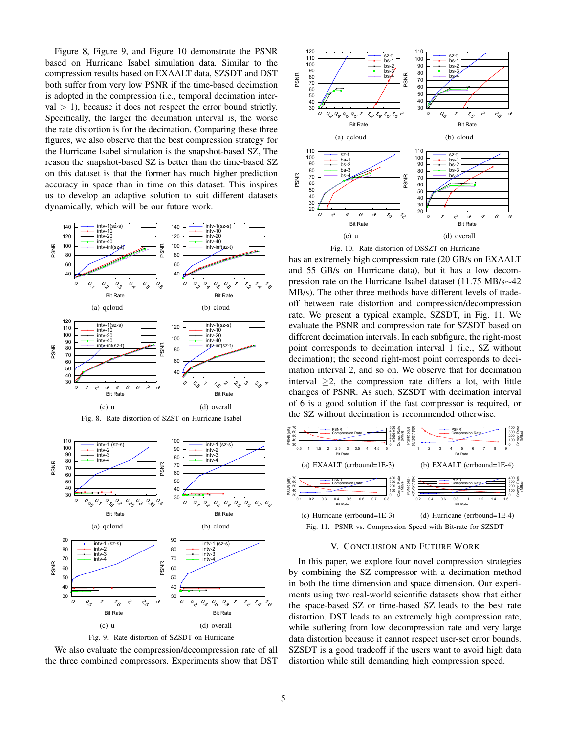Figure 8, Figure 9, and Figure 10 demonstrate the PSNR based on Hurricane Isabel simulation data. Similar to the compression results based on EXAALT data, SZSDT and DST both suffer from very low PSNR if the time-based decimation is adopted in the compression (i.e., temporal decimation interval $> 1$), because it does not respect the error bound strictly. Specifically, the larger the decimation interval is, the worse the rate distortion is for the decimation. Comparing these three figures, we also observe that the best compression strategy for the Hurricane Isabel simulation is the snapshot-based SZ, The reason the snapshot-based SZ is better than the time-based SZ on this dataset is that the former has much higher prediction accuracy in space than in time on this dataset. This inspires us to develop an adaptive solution to suit different datasets dynamically, which will be our future work.

(a) qcloud (b) cloud (c) u (d) overall

Fig. 8. Rate distortion of SZST on Hurricane Isabel

(a) qcloud (b) cloud (c) u (d) overall

Fig. 9. Rate distortion of SZSDT on Hurricane

We also evaluate the compression/decompression rate of all the three combined compressors. Experiments show that DST has an extremely high compression rate (20 GB/s on EXAALT and 55 GB/s on Hurricane data), but it has a low decompression rate on the Hurricane Isabel dataset (11.75 MB/s∼42 MB/s). The other three methods have different levels of tradeoff between rate distortion and compression/decompression rate. We present a typical example, SZSDT, in Fig. 11. We evaluate the PSNR and compression rate for SZSDT based on different decimation intervals. In each subfigure, the right-most point corresponds to decimation interval 1 (i.e., SZ without decimation); the second right-most point corresponds to decimation interval 2, and so on. We observe that for decimation interval $\geq 2$, the compression rate differs a lot, with little changes of PSNR. As such, SZSDT with decimation interval of 6 is a good solution if the fast compressor is required, or the SZ without decimation is recommended otherwise.

(a) qcloud (b) cloud (c) u (d) overall

Fig. 10. Rate distortion of DSSZT on Hurricane

(a) EXAALT (errbound=1E-3) (b) EXAALT (errbound=1E-4) (c) Hurricane (errbound=1E-3) (d) Hurricane (errbound=1E-4)

Fig. 11. PSNR vs. Compression Speed with Bit-rate for SZSDT

## V. Conclusion and Future Work

In this paper, we explore four novel compression strategies by combining the SZ compressor with a decimation method in both the time dimension and space dimension. Our experiments using two real-world scientific datasets show that either the space-based SZ or time-based SZ leads to the best rate distortion. DST leads to an extremely high compression rate, while suffering from low decompression rate and very large data distortion because it cannot respect user-set error bounds. SZSDT is a good tradeoff if the users want to avoid high data distortion while still demanding high compression speed.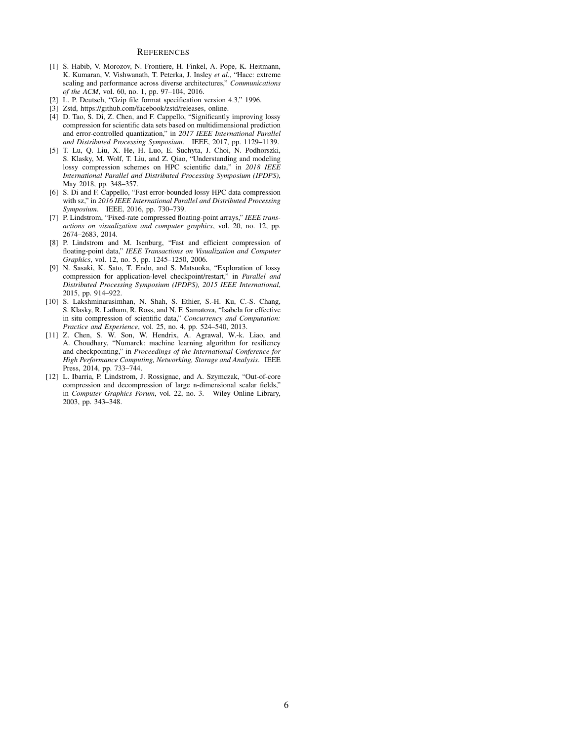# References

[1] S. Habib, V. Morozov, N. Frontiere, H. Finkel, A. Pope, K. Heitmann, K. Kumaran, V. Vishwanath, T. Peterka, J. Insley *et al.*, "Hacc: extreme scaling and performance across diverse architectures," *Communications of the ACM*, vol. 60, no. 1, pp. 97–104, 2016.

[2] L. P. Deutsch, "Gzip file format specification version 4.3," 1996.

[3] Zstd, https://github.com/facebook/zstd/releases, online.

[4] D. Tao, S. Di, Z. Chen, and F. Cappello, "Significantly improving lossy compression for scientific data sets based on multidimensional prediction and error-controlled quantization," in *2017 IEEE International Parallel and Distributed Processing Symposium*. IEEE, 2017, pp. 1129–1139.

[5] T. Lu, Q. Liu, X. He, H. Luo, E. Suchyta, J. Choi, N. Podhorszki, S. Klasky, M. Wolf, T. Liu, and Z. Qiao, "Understanding and modeling lossy compression schemes on HPC scientific data," in *2018 IEEE International Parallel and Distributed Processing Symposium (IPDPS)*, May 2018, pp. 348–357.

[6] S. Di and F. Cappello, "Fast error-bounded lossy HPC data compression with sz," in *2016 IEEE International Parallel and Distributed Processing Symposium*. IEEE, 2016, pp. 730–739.

[7] P. Lindstrom, "Fixed-rate compressed floating-point arrays," *IEEE transactions on visualization and computer graphics*, vol. 20, no. 12, pp. 2674–2683, 2014.

[8] P. Lindstrom and M. Isenburg, "Fast and efficient compression of floating-point data," *IEEE Transactions on Visualization and Computer Graphics*, vol. 12, no. 5, pp. 1245–1250, 2006.

[9] N. Sasaki, K. Sato, T. Endo, and S. Matsuoka, "Exploration of lossy compression for application-level checkpoint/restart," in *Parallel and Distributed Processing Symposium (IPDPS), 2015 IEEE International*, 2015, pp. 914–922.

[10] S. Lakshminarasimhan, N. Shah, S. Ethier, S.-H. Ku, C.-S. Chang, S. Klasky, R. Latham, R. Ross, and N. F. Samatova, "Isabela for effective in situ compression of scientific data," *Concurrency and Computation: Practice and Experience*, vol. 25, no. 4, pp. 524–540, 2013.

[11] Z. Chen, S. W. Son, W. Hendrix, A. Agrawal, W.-k. Liao, and A. Choudhary, "Numarck: machine learning algorithm for resiliency and checkpointing," in *Proceedings of the International Conference for High Performance Computing, Networking, Storage and Analysis*. IEEE Press, 2014, pp. 733–744.

[12] L. Ibarria, P. Lindstrom, J. Rossignac, and A. Szymczak, "Out-of-core compression and decompression of large n-dimensional scalar fields," in *Computer Graphics Forum*, vol. 22, no. 3. Wiley Online Library, 2003, pp. 343–348.